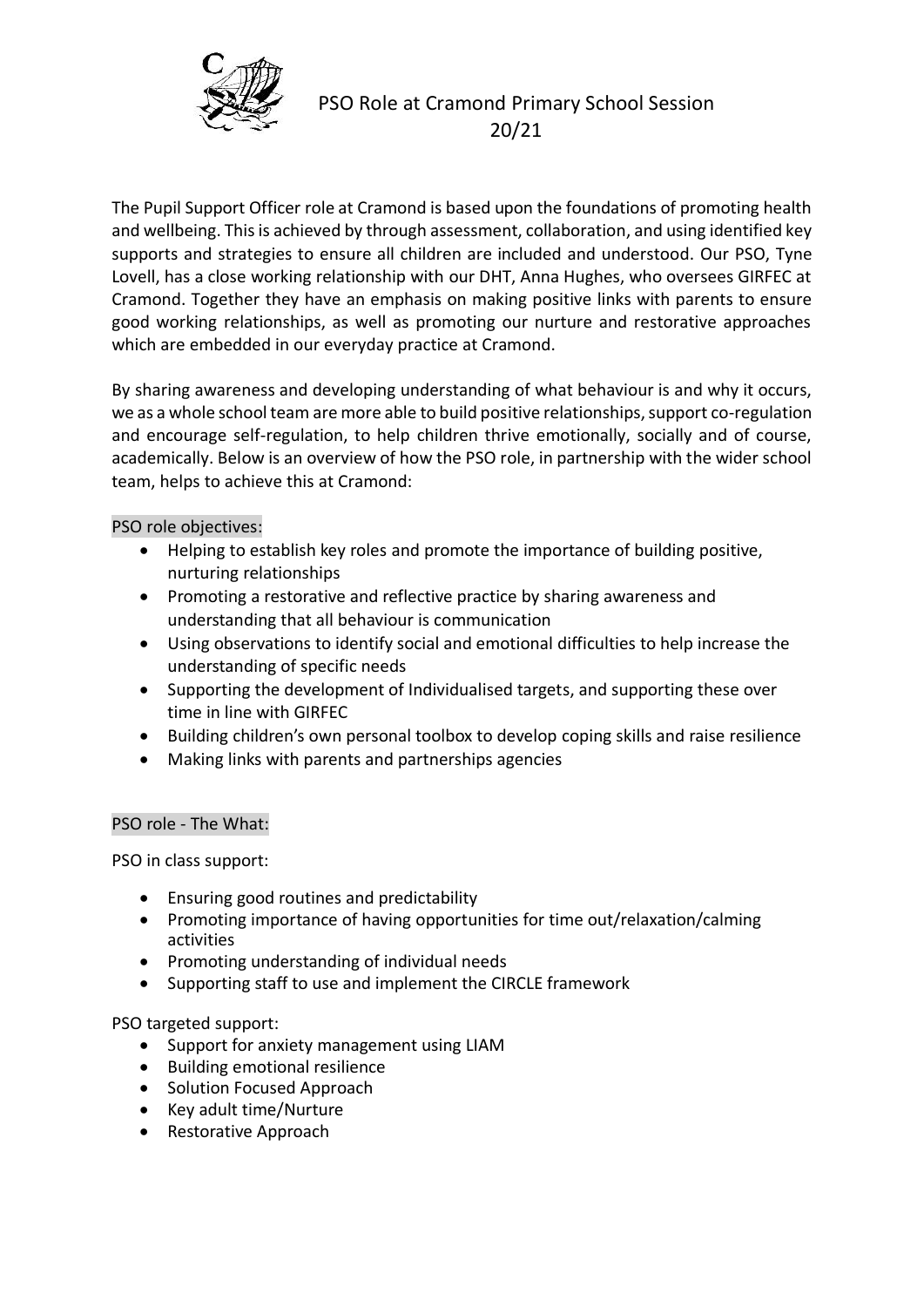# PSO Role at Cramond Primary School Session 20/21

The Pupil Support Officer role at Cramond is based upon the foundations of promoting health and wellbeing. This is achieved by through assessment, collaboration, and using identified key supports and strategies to ensure all children are included and understood. Our PSO, Tyne Lovell, has a close working relationship with our DHT, Anna Hughes, who oversees GIRFEC at Cramond. Together they have an emphasis on making positive links with parents to ensure good working relationships, as well as promoting our nurture and restorative approaches which are embedded in our everyday practice at Cramond.

By sharing awareness and developing understanding of what behaviour is and why it occurs, we as a whole school team are more able to build positive relationships, support co-regulation and encourage self-regulation, to help children thrive emotionally, socially and of course, academically. Below is an overview of how the PSO role, in partnership with the wider school team, helps to achieve this at Cramond:

## PSO role objectives:

- Helping to establish key roles and promote the importance of building positive, nurturing relationships
- Promoting a restorative and reflective practice by sharing awareness and understanding that all behaviour is communication
- Using observations to identify social and emotional difficulties to help increase the understanding of specific needs
- Supporting the development of Individualised targets, and supporting these over time in line with GIRFEC
- Building children's own personal toolbox to develop coping skills and raise resilience
- Making links with parents and partnerships agencies

## PSO role - The What:

PSO in class support:

- Ensuring good routines and predictability
- Promoting importance of having opportunities for time out/relaxation/calming activities
- Promoting understanding of individual needs
- Supporting staff to use and implement the CIRCLE framework

PSO targeted support:

- Support for anxiety management using LIAM
- Building emotional resilience
- Solution Focused Approach
- Key adult time/Nurture
- Restorative Approach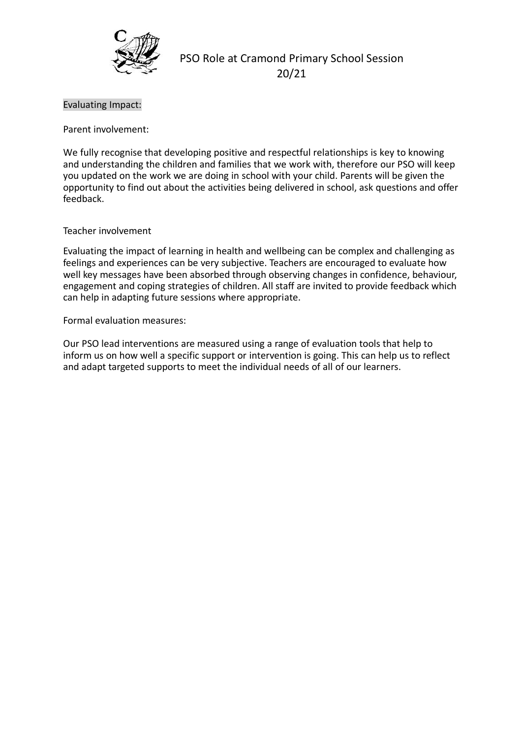PSO Role at Cramond Primary School Session 20/21

## Evaluating Impact:

### Parent involvement:

We fully recognise that developing positive and respectful relationships is key to knowing and understanding the children and families that we work with, therefore our PSO will keep you updated on the work we are doing in school with your child. Parents will be given the opportunity to find out about the activities being delivered in school, ask questions and offer feedback.

### Teacher involvement

Evaluating the impact of learning in health and wellbeing can be complex and challenging as feelings and experiences can be very subjective. Teachers are encouraged to evaluate how well key messages have been absorbed through observing changes in confidence, behaviour, engagement and coping strategies of children. All staff are invited to provide feedback which can help in adapting future sessions where appropriate.

### Formal evaluation measures:

Our PSO lead interventions are measured using a range of evaluation tools that help to inform us on how well a specific support or intervention is going. This can help us to reflect and adapt targeted supports to meet the individual needs of all of our learners.